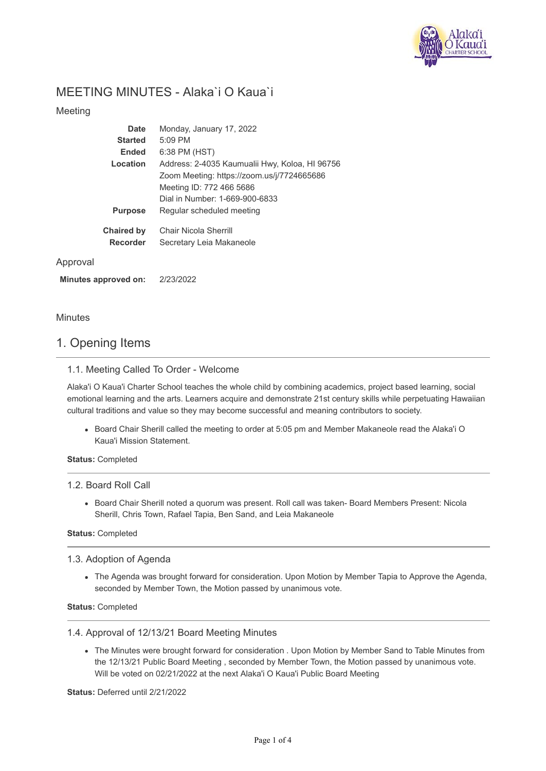# MEETING MINUTES - Alaka`i O Kaua`i

## Meeting

| | |
|---|---|
| **Date** | Monday, January 17, 2022 |
| **Started** | 5:09 PM |
| **Ended** | 6:38 PM (HST) |
| **Location** | Address: 2-4035 Kaumualii Hwy, Koloa, HI 96756<br>Zoom Meeting: https://zoom.us/j/7724665686<br>Meeting ID: 772 466 5686<br>Dial in Number: 1-669-900-6833 |
| **Purpose** | Regular scheduled meeting |
| **Chaired by** | Chair Nicola Sherrill |
| **Recorder** | Secretary Leia Makaneole |

## Approval

**Minutes approved on:** 2/23/2022

## Minutes

# 1. Opening Items

### 1.1. Meeting Called To Order - Welcome

Alaka'i O Kaua'i Charter School teaches the whole child by combining academics, project based learning, social emotional learning and the arts. Learners acquire and demonstrate 21st century skills while perpetuating Hawaiian cultural traditions and value so they may become successful and meaning contributors to society.

- Board Chair Sherill called the meeting to order at 5:05 pm and Member Makaneole read the Alaka'i O Kaua'i Mission Statement.

**Status:** Completed

### 1.2. Board Roll Call

- Board Chair Sherill noted a quorum was present. Roll call was taken- Board Members Present: Nicola Sherill, Chris Town, Rafael Tapia, Ben Sand, and Leia Makaneole

**Status:** Completed

### 1.3. Adoption of Agenda

- The Agenda was brought forward for consideration. Upon Motion by Member Tapia to Approve the Agenda, seconded by Member Town, the Motion passed by unanimous vote.

**Status:** Completed

### 1.4. Approval of 12/13/21 Board Meeting Minutes

- The Minutes were brought forward for consideration . Upon Motion by Member Sand to Table Minutes from the 12/13/21 Public Board Meeting , seconded by Member Town, the Motion passed by unanimous vote. Will be voted on 02/21/2022 at the next Alaka'i O Kaua'i Public Board Meeting

**Status:** Deferred until 2/21/2022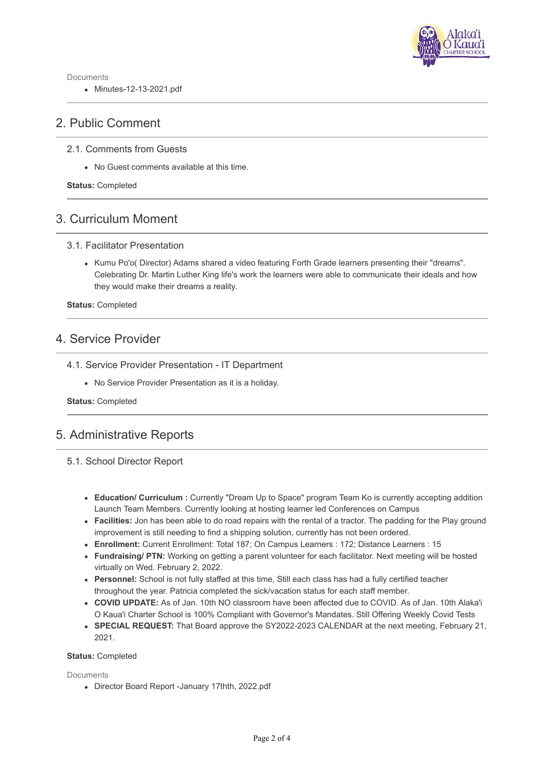Documents

- Minutes-12-13-2021.pdf

## 2. Public Comment

### 2.1. Comments from Guests

- No Guest comments available at this time.

**Status:** Completed

## 3. Curriculum Moment

### 3.1. Facilitator Presentation

- Kumu Po'o( Director) Adams shared a video featuring Forth Grade learners presenting their "dreams". Celebrating Dr. Martin Luther King life's work the learners were able to communicate their ideals and how they would make their dreams a reality.

**Status:** Completed

## 4. Service Provider

### 4.1. Service Provider Presentation - IT Department

- No Service Provider Presentation as it is a holiday.

**Status:** Completed

## 5. Administrative Reports

### 5.1. School Director Report

- **Education/ Curriculum :** Currently "Dream Up to Space" program Team Ko is currently accepting addition Launch Team Members. Currently looking at hosting learner led Conferences on Campus
- **Facilities:** Jon has been able to do road repairs with the rental of a tractor. The padding for the Play ground improvement is still needing to find a shipping solution, currently has not been ordered.
- **Enrollment:** Current Enrollment: Total 187; On Campus Learners : 172; Distance Learners : 15
- **Fundraising/ PTN:** Working on getting a parent volunteer for each facilitator. Next meeting will be hosted virtually on Wed. February 2, 2022.
- **Personnel:** School is not fully staffed at this time, Still each class has had a fully certified teacher throughout the year. Patricia completed the sick/vacation status for each staff member.
- **COVID UPDATE:** As of Jan. 10th NO classroom have been affected due to COVID. As of Jan. 10th Alaka'i O Kaua'i Charter School is 100% Compliant with Governor's Mandates. Still Offering Weekly Covid Tests
- **SPECIAL REQUEST:** That Board approve the SY2022-2023 CALENDAR at the next meeting, February 21, 2021.

**Status:** Completed

Documents

- Director Board Report -January 17thth, 2022.pdf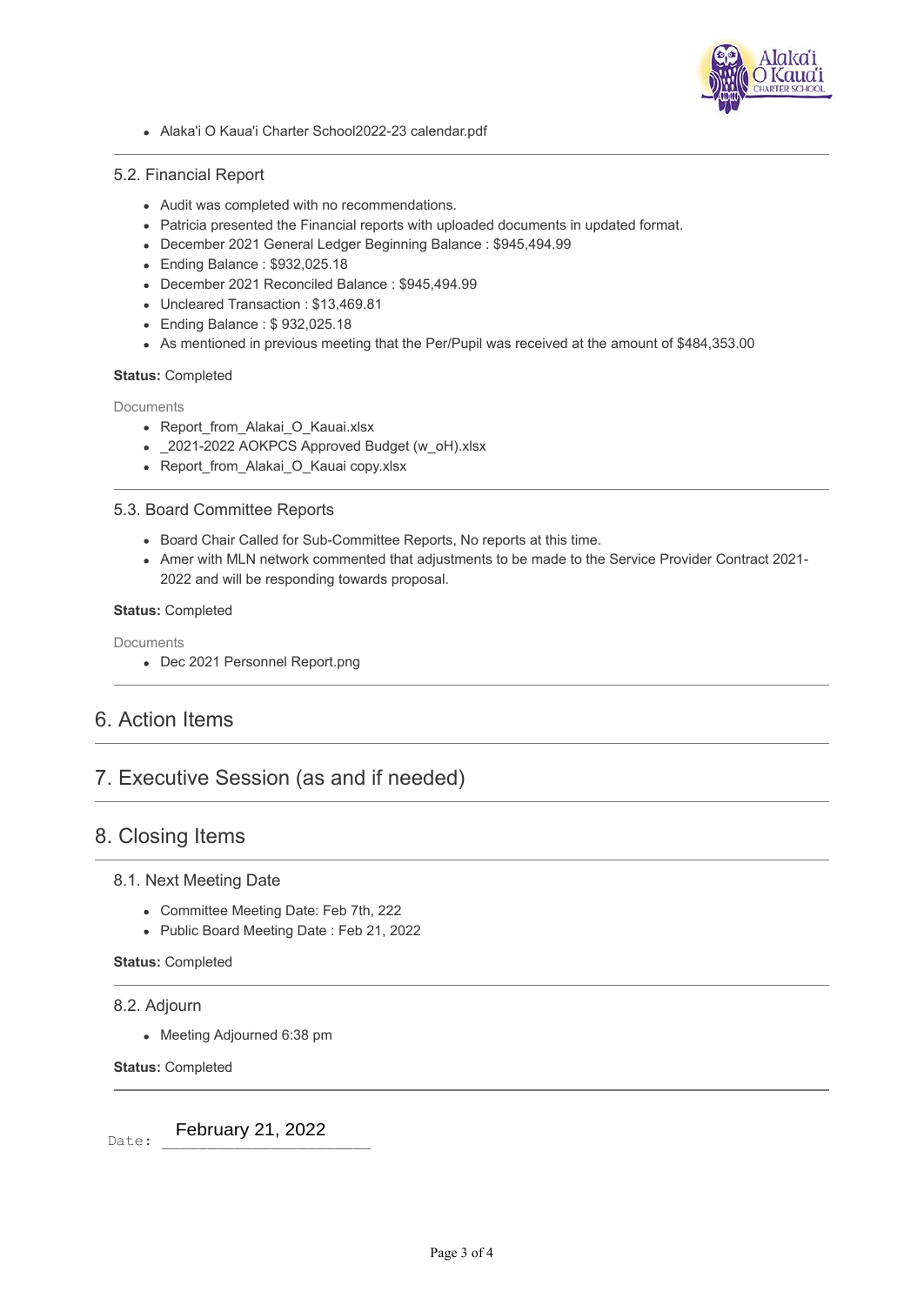- Alaka'i O Kaua'i Charter School2022-23 calendar.pdf

### 5.2. Financial Report

- Audit was completed with no recommendations.
- Patricia presented the Financial reports with uploaded documents in updated format.
- December 2021 General Ledger Beginning Balance : $945,494.99
- Ending Balance : $932,025.18
- December 2021 Reconciled Balance : $945,494.99
- Uncleared Transaction : $13,469.81
- Ending Balance : $ 932,025.18
- As mentioned in previous meeting that the Per/Pupil was received at the amount of $484,353.00

**Status:** Completed

Documents

- Report_from_Alakai_O_Kauai.xlsx
- _2021-2022 AOKPCS Approved Budget (w_oH).xlsx
- Report_from_Alakai_O_Kauai copy.xlsx

### 5.3. Board Committee Reports

- Board Chair Called for Sub-Committee Reports, No reports at this time.
- Amer with MLN network commented that adjustments to be made to the Service Provider Contract 2021-2022 and will be responding towards proposal.

**Status:** Completed

Documents

- Dec 2021 Personnel Report.png

## 6. Action Items

## 7. Executive Session (as and if needed)

## 8. Closing Items

### 8.1. Next Meeting Date

- Committee Meeting Date: Feb 7th, 222
- Public Board Meeting Date : Feb 21, 2022

**Status:** Completed

### 8.2. Adjourn

- Meeting Adjourned 6:38 pm

**Status:** Completed

Date: February 21, 2022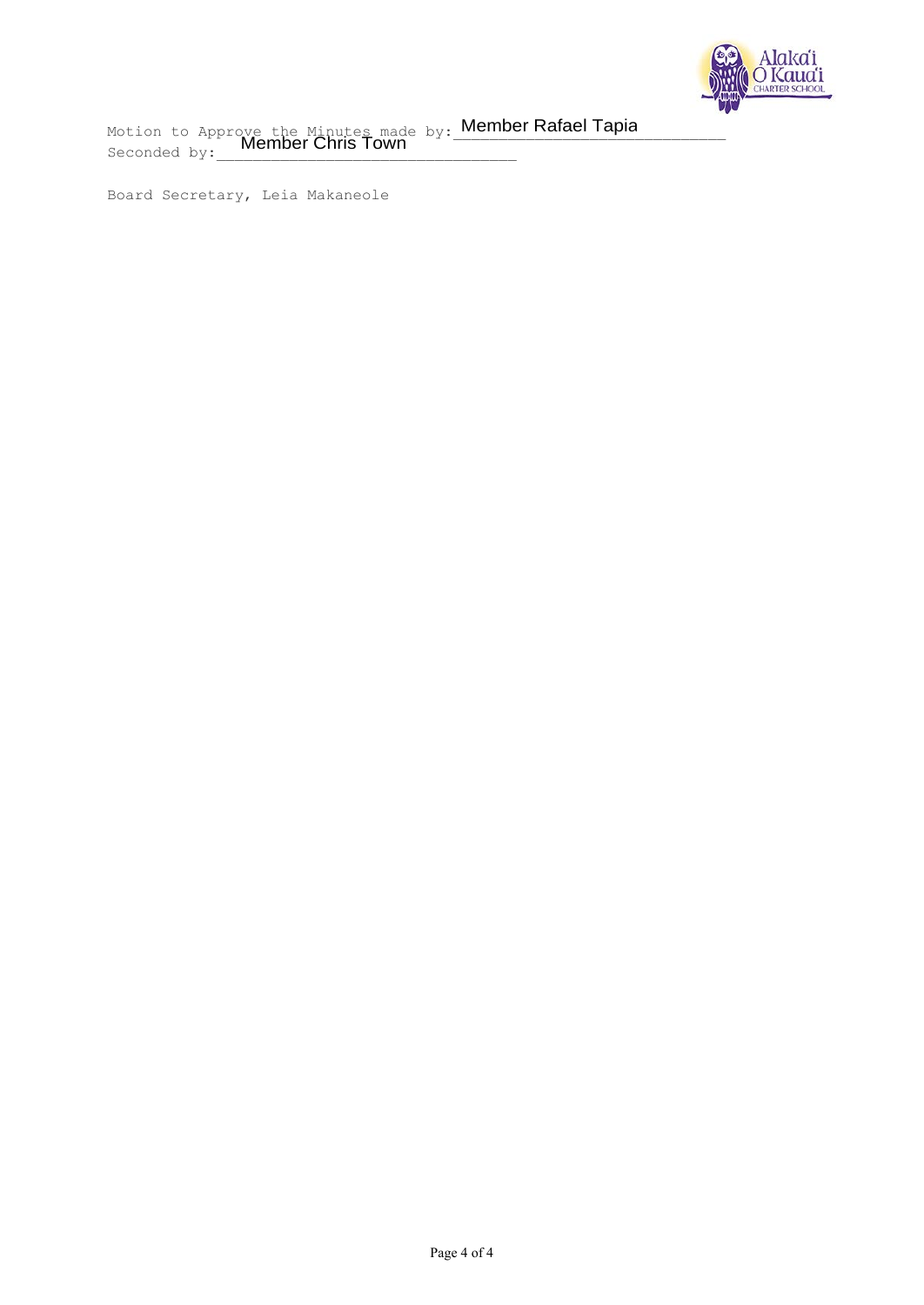Motion to Approve the Minutes made by: Member Rafael Tapia

Seconded by: Member Chris Town

Board Secretary, Leia Makaneole